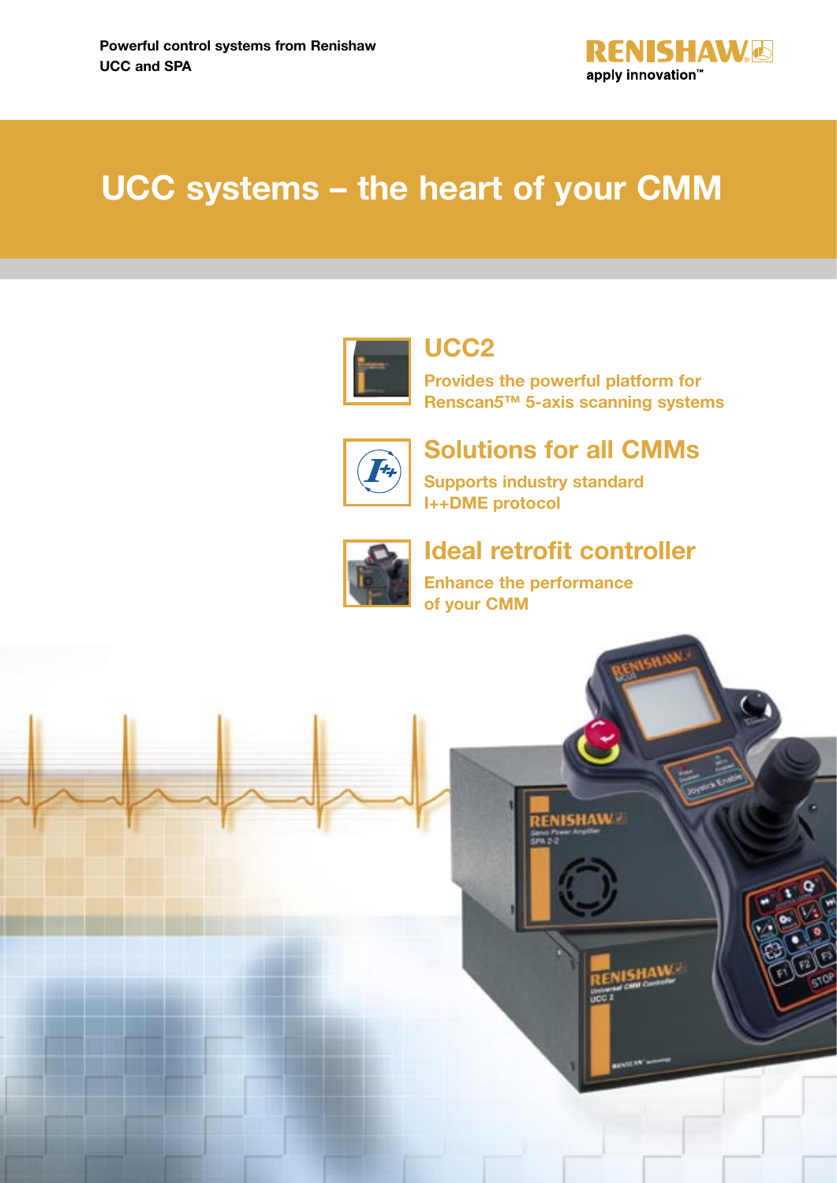**Powerful control systems from Renishaw**
**UCC and SPA**

# UCC systems – the heart of your CMM

## UCC2

Provides the powerful platform for Renscan5™ 5-axis scanning systems

## Solutions for all CMMs

Supports industry standard I++DME protocol

## Ideal retrofit controller

Enhance the performance of your CMM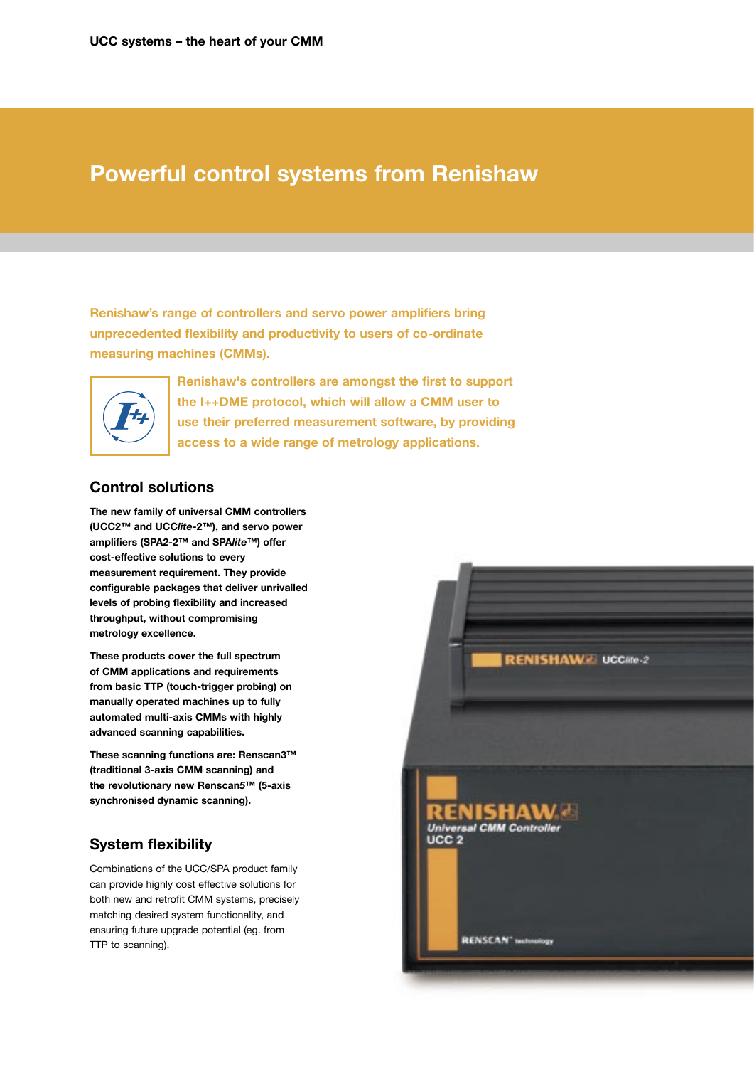# Powerful control systems from Renishaw

**Renishaw's range of controllers and servo power amplifiers bring unprecedented flexibility and productivity to users of co-ordinate measuring machines (CMMs).**

**Renishaw's controllers are amongst the first to support the I++DME protocol, which will allow a CMM user to use their preferred measurement software, by providing access to a wide range of metrology applications.**

## Control solutions

**The new family of universal CMM controllers (UCC2™ and UCC*lite*-2™), and servo power amplifiers (SPA2-2™ and SPA*lite*™) offer cost-effective solutions to every measurement requirement. They provide configurable packages that deliver unrivalled levels of probing flexibility and increased throughput, without compromising metrology excellence.**

**These products cover the full spectrum of CMM applications and requirements from basic TTP (touch-trigger probing) on manually operated machines up to fully automated multi-axis CMMs with highly advanced scanning capabilities.**

**These scanning functions are: Renscan3™ (traditional 3-axis CMM scanning) and the revolutionary new Renscan5™ (5-axis synchronised dynamic scanning).**

## System flexibility

Combinations of the UCC/SPA product family can provide highly cost effective solutions for both new and retrofit CMM systems, precisely matching desired system functionality, and ensuring future upgrade potential (eg. from TTP to scanning).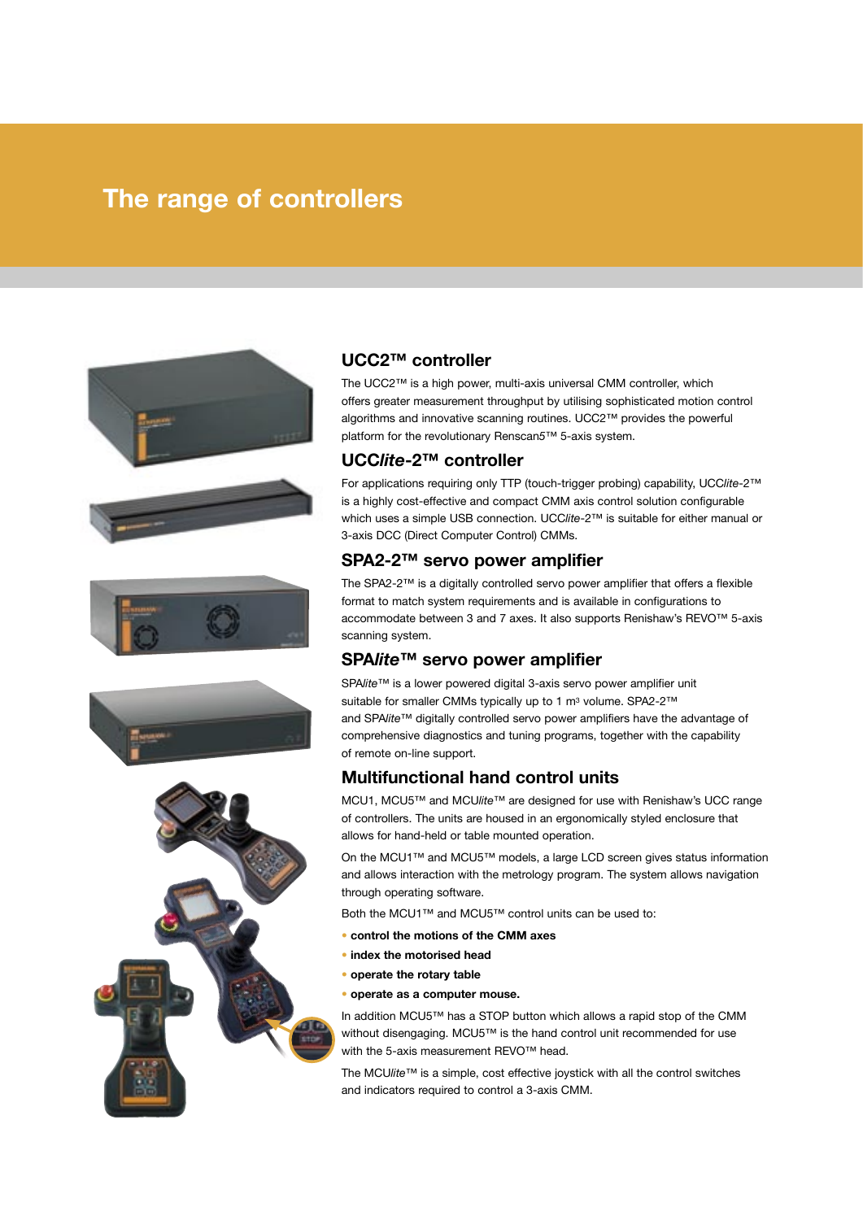# The range of controllers

## UCC2™ controller

The UCC2™ is a high power, multi-axis universal CMM controller, which offers greater measurement throughput by utilising sophisticated motion control algorithms and innovative scanning routines. UCC2™ provides the powerful platform for the revolutionary Renscan5™ 5-axis system.

## UCC*lite*-2™ controller

For applications requiring only TTP (touch-trigger probing) capability, UCC*lite*-2™ is a highly cost-effective and compact CMM axis control solution configurable which uses a simple USB connection. UCC*lite*-2™ is suitable for either manual or 3-axis DCC (Direct Computer Control) CMMs.

## SPA2-2™ servo power amplifier

The SPA2-2™ is a digitally controlled servo power amplifier that offers a flexible format to match system requirements and is available in configurations to accommodate between 3 and 7 axes. It also supports Renishaw's REVO™ 5-axis scanning system.

## SPA*lite*™ servo power amplifier

SPA*lite*™ is a lower powered digital 3-axis servo power amplifier unit suitable for smaller CMMs typically up to 1 m³ volume. SPA2-2™ and SPA*lite*™ digitally controlled servo power amplifiers have the advantage of comprehensive diagnostics and tuning programs, together with the capability of remote on-line support.

## Multifunctional hand control units

MCU1, MCU5™ and MCU*lite*™ are designed for use with Renishaw's UCC range of controllers. The units are housed in an ergonomically styled enclosure that allows for hand-held or table mounted operation.

On the MCU1™ and MCU5™ models, a large LCD screen gives status information and allows interaction with the metrology program. The system allows navigation through operating software.

Both the MCU1™ and MCU5™ control units can be used to:

- **control the motions of the CMM axes**
- **index the motorised head**
- **operate the rotary table**
- **operate as a computer mouse.**

In addition MCU5™ has a STOP button which allows a rapid stop of the CMM without disengaging. MCU5™ is the hand control unit recommended for use with the 5-axis measurement REVO™ head.

The MCU*lite*™ is a simple, cost effective joystick with all the control switches and indicators required to control a 3-axis CMM.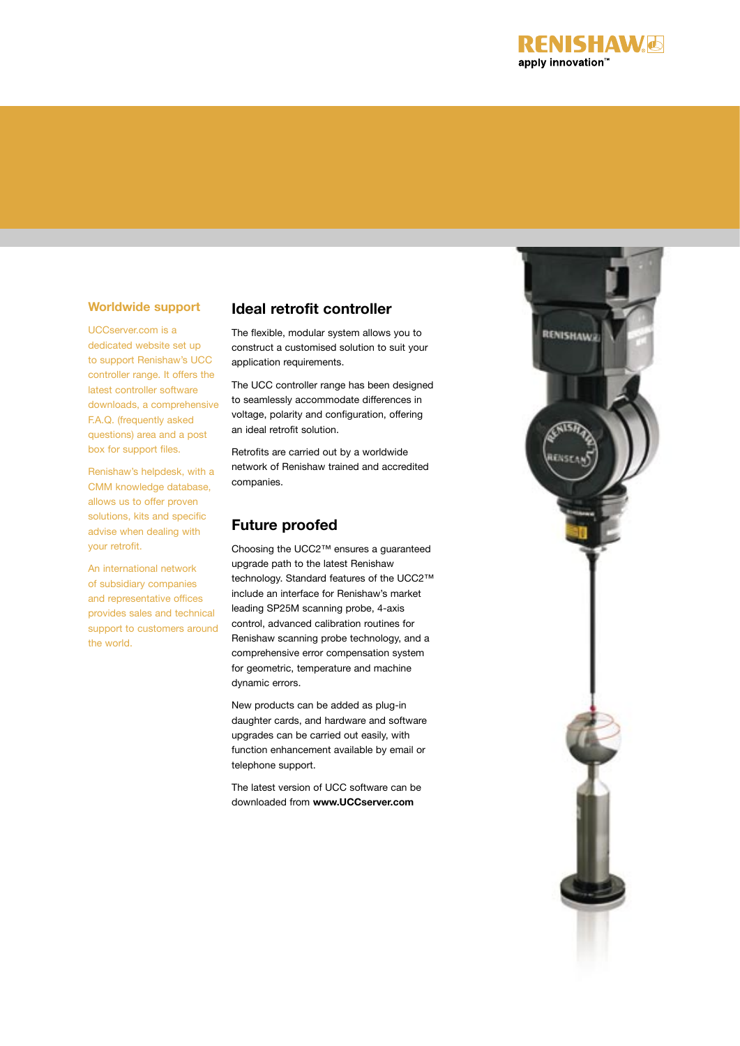## Worldwide support

UCCserver.com is a dedicated website set up to support Renishaw's UCC controller range. It offers the latest controller software downloads, a comprehensive F.A.Q. (frequently asked questions) area and a post box for support files.

Renishaw's helpdesk, with a CMM knowledge database, allows us to offer proven solutions, kits and specific advise when dealing with your retrofit.

An international network of subsidiary companies and representative offices provides sales and technical support to customers around the world.

## Ideal retrofit controller

The flexible, modular system allows you to construct a customised solution to suit your application requirements.

The UCC controller range has been designed to seamlessly accommodate differences in voltage, polarity and configuration, offering an ideal retrofit solution.

Retrofits are carried out by a worldwide network of Renishaw trained and accredited companies.

## Future proofed

Choosing the UCC2™ ensures a guaranteed upgrade path to the latest Renishaw technology. Standard features of the UCC2™ include an interface for Renishaw's market leading SP25M scanning probe, 4-axis control, advanced calibration routines for Renishaw scanning probe technology, and a comprehensive error compensation system for geometric, temperature and machine dynamic errors.

New products can be added as plug-in daughter cards, and hardware and software upgrades can be carried out easily, with function enhancement available by email or telephone support.

The latest version of UCC software can be downloaded from **www.UCCserver.com**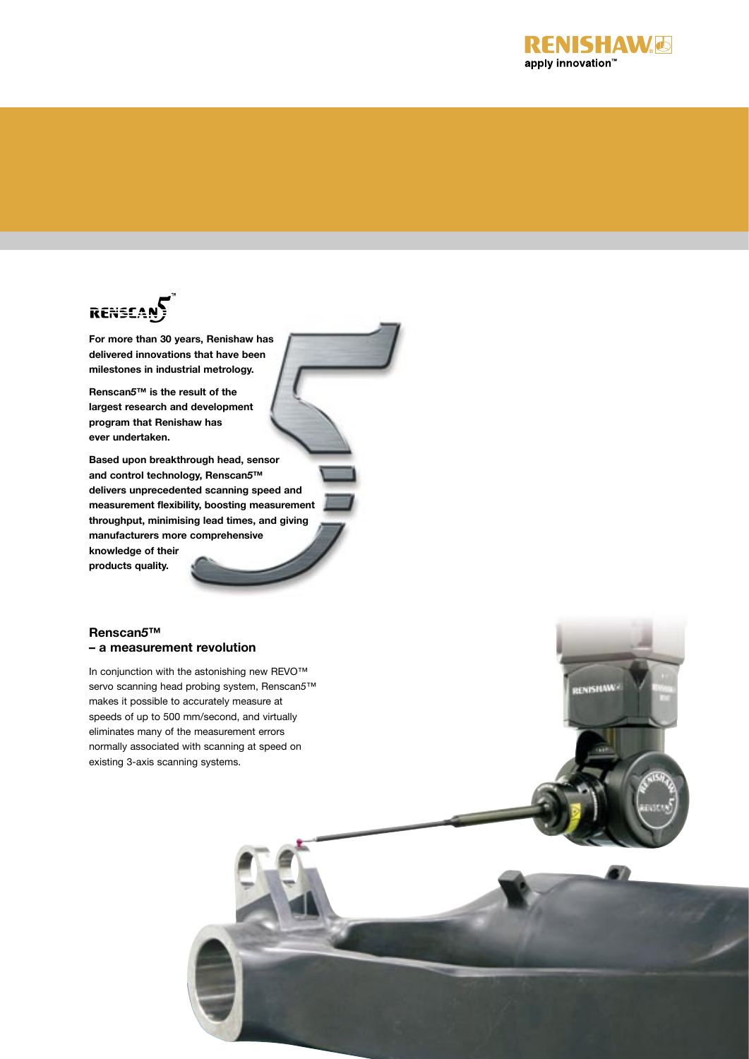**For more than 30 years, Renishaw has delivered innovations that have been milestones in industrial metrology.**

**Renscan5™ is the result of the largest research and development program that Renishaw has ever undertaken.**

**Based upon breakthrough head, sensor and control technology, Renscan5™ delivers unprecedented scanning speed and measurement flexibility, boosting measurement throughput, minimising lead times, and giving manufacturers more comprehensive knowledge of their products quality.**

## Renscan5™ – a measurement revolution

In conjunction with the astonishing new REVO™ servo scanning head probing system, Renscan5™ makes it possible to accurately measure at speeds of up to 500 mm/second, and virtually eliminates many of the measurement errors normally associated with scanning at speed on existing 3-axis scanning systems.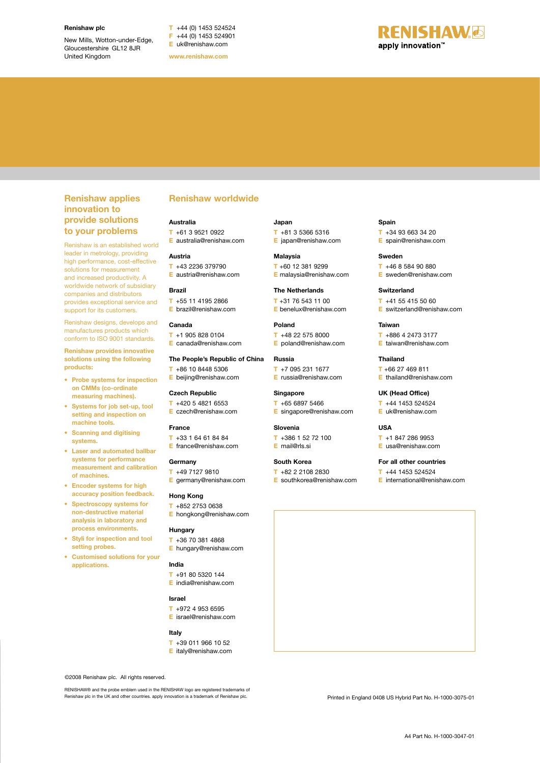**Renishaw plc**

New Mills, Wotton-under-Edge,
Gloucestershire GL12 8JR
United Kingdom

T +44 (0) 1453 524524
F +44 (0) 1453 524901
E uk@renishaw.com

www.renishaw.com

RENISHAW
apply innovation™

## Renishaw applies innovation to provide solutions to your problems

Renishaw is an established world leader in metrology, providing high performance, cost-effective solutions for measurement and increased productivity. A worldwide network of subsidiary companies and distributors provides exceptional service and support for its customers.

Renishaw designs, develops and manufactures products which conform to ISO 9001 standards.

**Renishaw provides innovative solutions using the following products:**

- **Probe systems for inspection on CMMs (co-ordinate measuring machines).**
- **Systems for job set-up, tool setting and inspection on machine tools.**
- **Scanning and digitising systems.**
- **Laser and automated ballbar systems for performance measurement and calibration of machines.**
- **Encoder systems for high accuracy position feedback.**
- **Spectroscopy systems for non-destructive material analysis in laboratory and process environments.**
- **Styli for inspection and tool setting probes.**
- **Customised solutions for your applications.**

## Renishaw worldwide

**Australia**
T +61 3 9521 0922
E australia@renishaw.com

**Austria**
T +43 2236 379790
E austria@renishaw.com

**Brazil**
T +55 11 4195 2866
E brazil@renishaw.com

**Canada**
T +1 905 828 0104
E canada@renishaw.com

**The People's Republic of China**
T +86 10 8448 5306
E beijing@renishaw.com

**Czech Republic**
T +420 5 4821 6553
E czech@renishaw.com

**France**
T +33 1 64 61 84 84
E france@renishaw.com

**Germany**
T +49 7127 9810
E germany@renishaw.com

**Hong Kong**
T +852 2753 0638
E hongkong@renishaw.com

**Hungary**
T +36 70 381 4868
E hungary@renishaw.com

**India**
T +91 80 5320 144
E india@renishaw.com

**Israel**
T +972 4 953 6595
E israel@renishaw.com

**Italy**
T +39 011 966 10 52
E italy@renishaw.com

**Japan**
T +81 3 5366 5316
E japan@renishaw.com

**Malaysia**
T +60 12 381 9299
E malaysia@renishaw.com

**The Netherlands**
T +31 76 543 11 00
E benelux@renishaw.com

**Poland**
T +48 22 575 8000
E poland@renishaw.com

**Russia**
T +7 095 231 1677
E russia@renishaw.com

**Singapore**
T +65 6897 5466
E singapore@renishaw.com

**Slovenia**
T +386 1 52 72 100
E mail@rls.si

**South Korea**
T +82 2 2108 2830
E southkorea@renishaw.com

**Spain**
T +34 93 663 34 20
E spain@renishaw.com

**Sweden**
T +46 8 584 90 880
E sweden@renishaw.com

**Switzerland**
T +41 55 415 50 60
E switzerland@renishaw.com

**Taiwan**
T +886 4 2473 3177
E taiwan@renishaw.com

**Thailand**
T +66 27 469 811
E thailand@renishaw.com

**UK (Head Office)**
T +44 1453 524524
E uk@renishaw.com

**USA**
T +1 847 286 9953
E usa@renishaw.com

**For all other countries**
T +44 1453 524524
E international@renishaw.com

©2008 Renishaw plc. All rights reserved.

RENISHAW® and the probe emblem used in the RENISHAW logo are registered trademarks of Renishaw plc in the UK and other countries. apply innovation is a trademark of Renishaw plc.

Printed in England 0408 US Hybrid Part No. H-1000-3075-01

A4 Part No. H-1000-3047-01